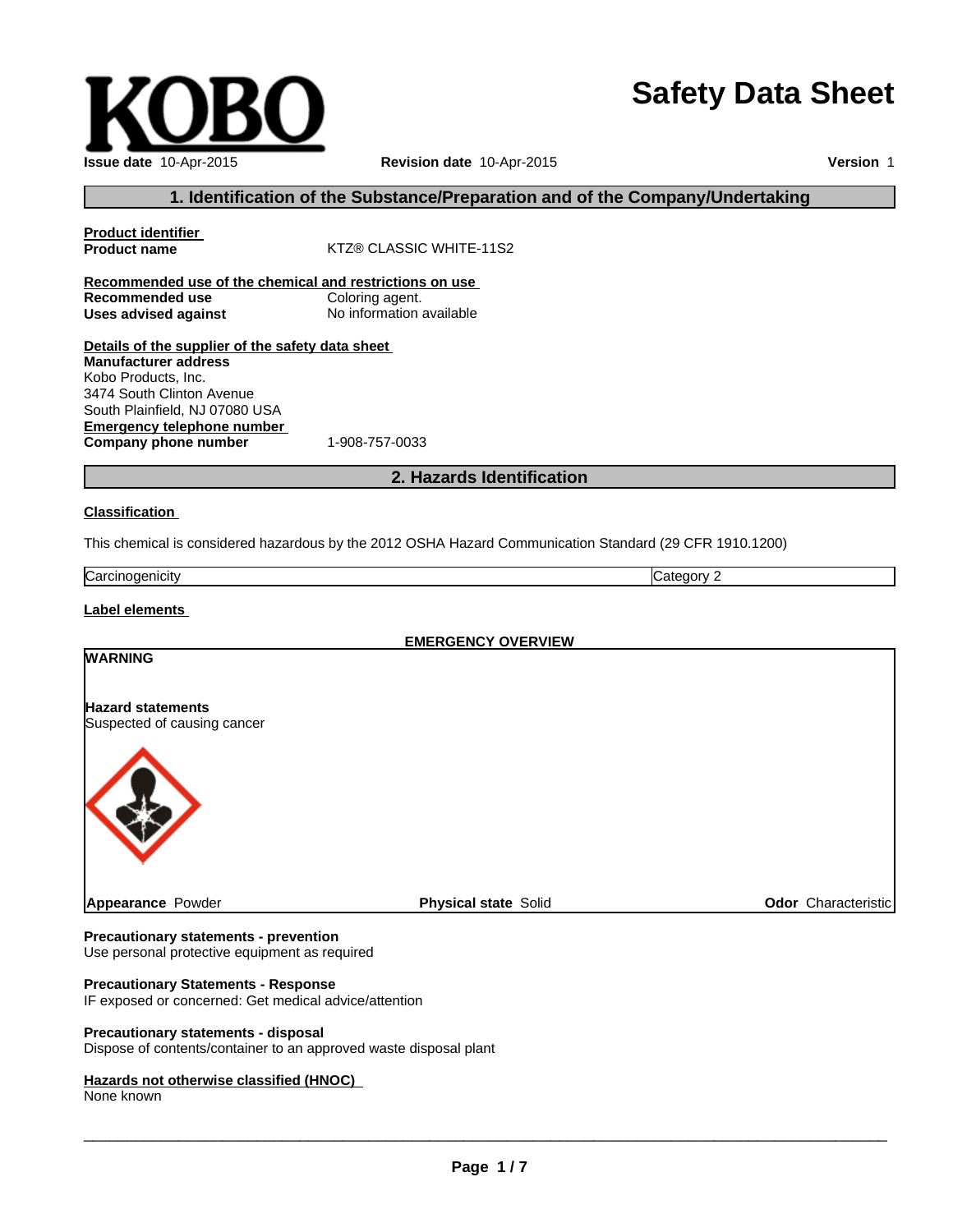KOBO

# Safety Data Sheet

**Issue date** 10-Apr-2015 **Revision date** 10-Apr-2015 **Version** 1

## 1. Identification of the Substance/Preparation and of the Company/Undertaking

**Product identifier**

**Product name** KTZ® CLASSIC WHITE-11S2

**Recommended use of the chemical and restrictions on use**

**Recommended use** Coloring agent.

**Uses advised against** No information available

**Details of the supplier of the safety data sheet**

**Manufacturer address**

Kobo Products, Inc.
3474 South Clinton Avenue
South Plainfield, NJ 07080 USA

**Emergency telephone number**

**Company phone number** 1-908-757-0033

## 2. Hazards Identification

**Classification**

This chemical is considered hazardous by the 2012 OSHA Hazard Communication Standard (29 CFR 1910.1200)

| Carcinogenicity | Category 2 |
|---|---|

**Label elements**

**EMERGENCY OVERVIEW**

**WARNING**

**Hazard statements**

Suspected of causing cancer

**Appearance** Powder **Physical state** Solid **Odor** Characteristic

**Precautionary statements - prevention**

Use personal protective equipment as required

**Precautionary Statements - Response**

IF exposed or concerned: Get medical advice/attention

**Precautionary statements - disposal**

Dispose of contents/container to an approved waste disposal plant

**Hazards not otherwise classified (HNOC)**

None known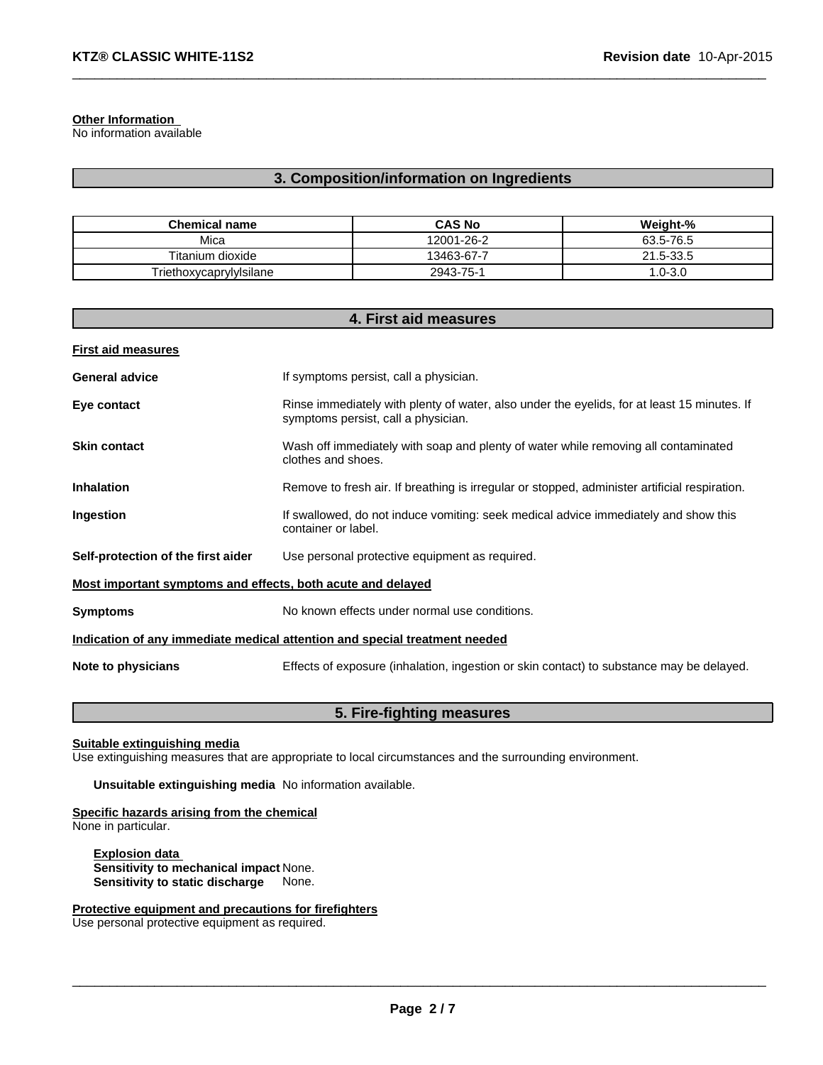**Other Information**
No information available

## 3. Composition/information on Ingredients

| Chemical name | CAS No | Weight-% |
|---|---|---|
| Mica | 12001-26-2 | 63.5-76.5 |
| Titanium dioxide | 13463-67-7 | 21.5-33.5 |
| Triethoxycaprylylsilane | 2943-75-1 | 1.0-3.0 |

## 4. First aid measures

**First aid measures**

**General advice** If symptoms persist, call a physician.

**Eye contact** Rinse immediately with plenty of water, also under the eyelids, for at least 15 minutes. If symptoms persist, call a physician.

**Skin contact** Wash off immediately with soap and plenty of water while removing all contaminated clothes and shoes.

**Inhalation** Remove to fresh air. If breathing is irregular or stopped, administer artificial respiration.

**Ingestion** If swallowed, do not induce vomiting: seek medical advice immediately and show this container or label.

**Self-protection of the first aider** Use personal protective equipment as required.

**Most important symptoms and effects, both acute and delayed**

**Symptoms** No known effects under normal use conditions.

**Indication of any immediate medical attention and special treatment needed**

**Note to physicians** Effects of exposure (inhalation, ingestion or skin contact) to substance may be delayed.

## 5. Fire-fighting measures

**Suitable extinguishing media**
Use extinguishing measures that are appropriate to local circumstances and the surrounding environment.

**Unsuitable extinguishing media** No information available.

**Specific hazards arising from the chemical**
None in particular.

**Explosion data**
**Sensitivity to mechanical impact** None.
**Sensitivity to static discharge** None.

**Protective equipment and precautions for firefighters**
Use personal protective equipment as required.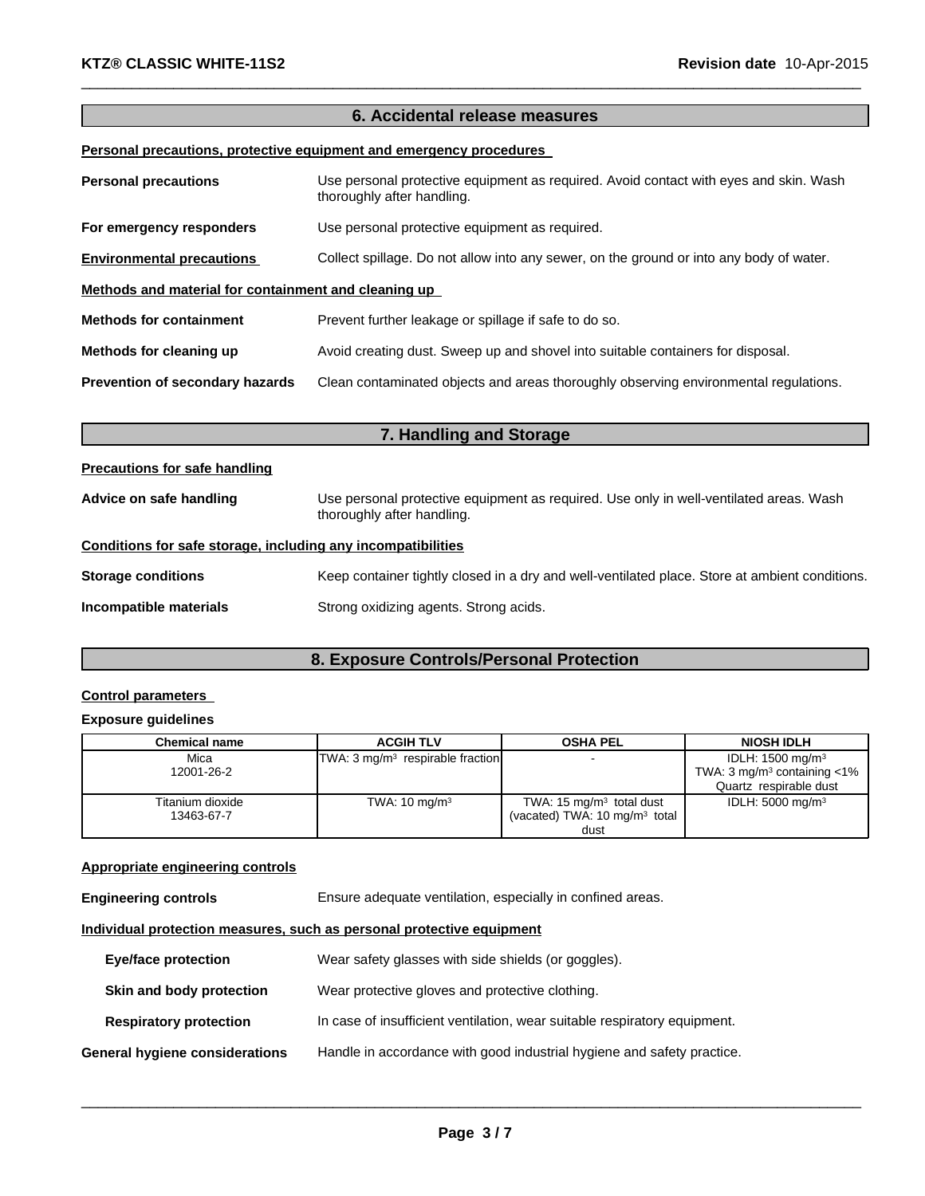## 6. Accidental release measures

**Personal precautions, protective equipment and emergency procedures**

**Personal precautions** Use personal protective equipment as required. Avoid contact with eyes and skin. Wash thoroughly after handling.

**For emergency responders** Use personal protective equipment as required.

**Environmental precautions** Collect spillage. Do not allow into any sewer, on the ground or into any body of water.

**Methods and material for containment and cleaning up**

**Methods for containment** Prevent further leakage or spillage if safe to do so.

**Methods for cleaning up** Avoid creating dust. Sweep up and shovel into suitable containers for disposal.

**Prevention of secondary hazards** Clean contaminated objects and areas thoroughly observing environmental regulations.

## 7. Handling and Storage

**Precautions for safe handling**

**Advice on safe handling** Use personal protective equipment as required. Use only in well-ventilated areas. Wash thoroughly after handling.

**Conditions for safe storage, including any incompatibilities**

**Storage conditions** Keep container tightly closed in a dry and well-ventilated place. Store at ambient conditions.

**Incompatible materials** Strong oxidizing agents. Strong acids.

## 8. Exposure Controls/Personal Protection

**Control parameters**

**Exposure guidelines**

| Chemical name | ACGIH TLV | OSHA PEL | NIOSH IDLH |
|---|---|---|---|
| Mica 12001-26-2 | TWA: 3 mg/m$^3$ respirable fraction | - | IDLH: 1500 mg/m$^3$ TWA: 3 mg/m$^3$ containing <1% Quartz respirable dust |
| Titanium dioxide 13463-67-7 | TWA: 10 mg/m$^3$ | TWA: 15 mg/m$^3$ total dust (vacated) TWA: 10 mg/m$^3$ total dust | IDLH: 5000 mg/m$^3$ |

**Appropriate engineering controls**

**Engineering controls** Ensure adequate ventilation, especially in confined areas.

**Individual protection measures, such as personal protective equipment**

**Eye/face protection** Wear safety glasses with side shields (or goggles).

**Skin and body protection** Wear protective gloves and protective clothing.

**Respiratory protection** In case of insufficient ventilation, wear suitable respiratory equipment.

**General hygiene considerations** Handle in accordance with good industrial hygiene and safety practice.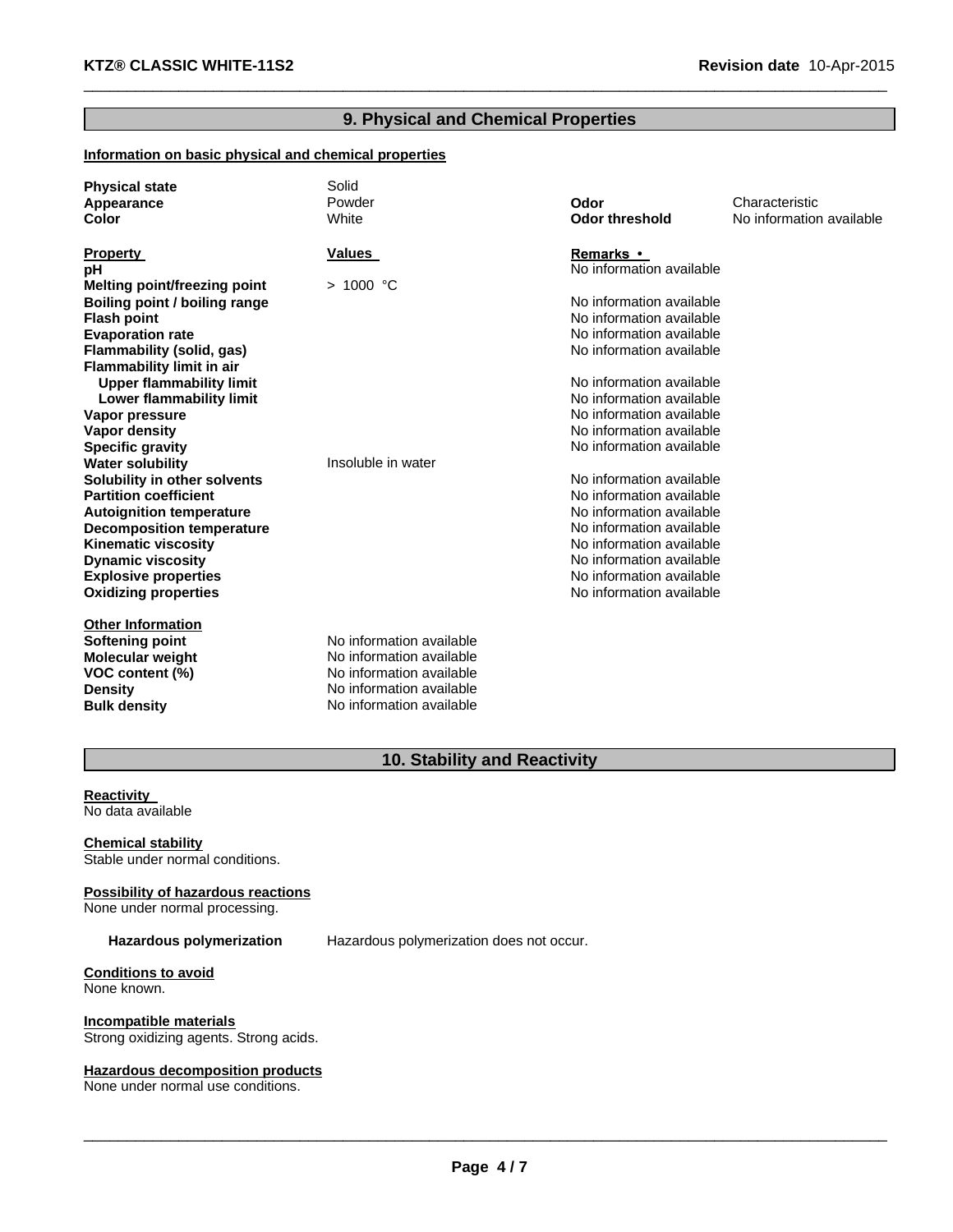## 9. Physical and Chemical Properties

**Information on basic physical and chemical properties**

| | | | |
|---|---|---|---|
| **Physical state** | Solid | | |
| **Appearance** | Powder | **Odor** | Characteristic |
| **Color** | White | **Odor threshold** | No information available |

| **Property** | **Values** | **Remarks •** |
|---|---|---|
| **pH** | | No information available |
| **Melting point/freezing point** | > 1000 °C | |
| **Boiling point / boiling range** | | No information available |
| **Flash point** | | No information available |
| **Evaporation rate** | | No information available |
| **Flammability (solid, gas)** | | No information available |
| **Flammability limit in air** | | |
| **Upper flammability limit** | | No information available |
| **Lower flammability limit** | | No information available |
| **Vapor pressure** | | No information available |
| **Vapor density** | | No information available |
| **Specific gravity** | | No information available |
| **Water solubility** | Insoluble in water | |
| **Solubility in other solvents** | | No information available |
| **Partition coefficient** | | No information available |
| **Autoignition temperature** | | No information available |
| **Decomposition temperature** | | No information available |
| **Kinematic viscosity** | | No information available |
| **Dynamic viscosity** | | No information available |
| **Explosive properties** | | No information available |
| **Oxidizing properties** | | No information available |

**Other Information**

| | |
|---|---|
| **Softening point** | No information available |
| **Molecular weight** | No information available |
| **VOC content (%)** | No information available |
| **Density** | No information available |
| **Bulk density** | No information available |

## 10. Stability and Reactivity

**Reactivity**
No data available

**Chemical stability**
Stable under normal conditions.

**Possibility of hazardous reactions**
None under normal processing.

**Hazardous polymerization** Hazardous polymerization does not occur.

**Conditions to avoid**
None known.

**Incompatible materials**
Strong oxidizing agents. Strong acids.

**Hazardous decomposition products**
None under normal use conditions.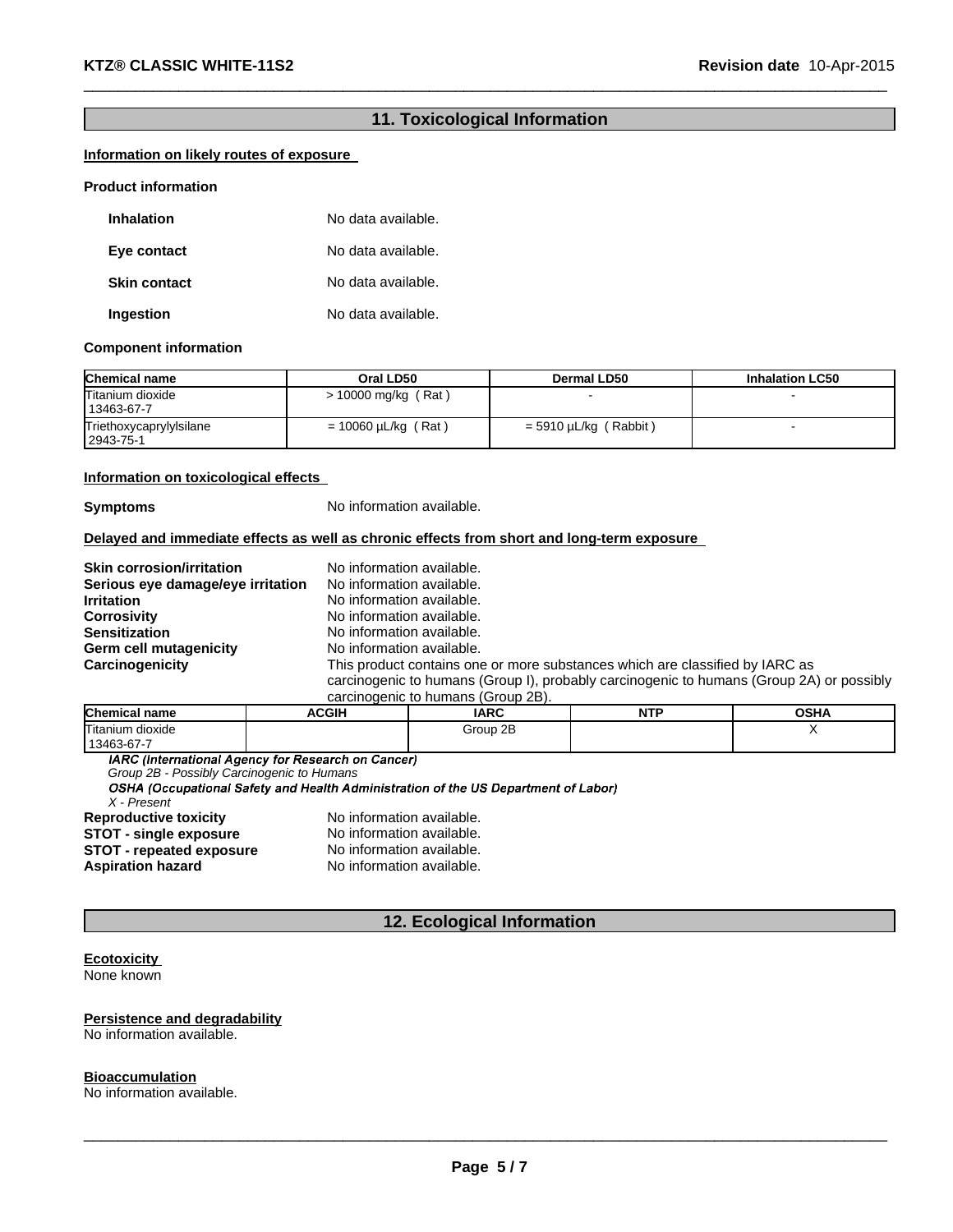## 11. Toxicological Information

**Information on likely routes of exposure**

**Product information**

**Inhalation** No data available.

**Eye contact** No data available.

**Skin contact** No data available.

**Ingestion** No data available.

**Component information**

| Chemical name | Oral LD50 | Dermal LD50 | Inhalation LC50 |
|---|---|---|---|
| Titanium dioxide 13463-67-7 | > 10000 mg/kg ( Rat ) | - | - |
| Triethoxycaprylylsilane 2943-75-1 | = 10060 µL/kg ( Rat ) | = 5910 µL/kg ( Rabbit ) | - |

**Information on toxicological effects**

**Symptoms** No information available.

**Delayed and immediate effects as well as chronic effects from short and long-term exposure**

**Skin corrosion/irritation** No information available.
**Serious eye damage/eye irritation** No information available.
**Irritation** No information available.
**Corrosivity** No information available.
**Sensitization** No information available.
**Germ cell mutagenicity** No information available.
**Carcinogenicity** This product contains one or more substances which are classified by IARC as carcinogenic to humans (Group I), probably carcinogenic to humans (Group 2A) or possibly carcinogenic to humans (Group 2B).

| Chemical name | ACGIH | IARC | NTP | OSHA |
|---|---|---|---|---|
| Titanium dioxide 13463-67-7 | | Group 2B | | X |

*IARC (International Agency for Research on Cancer)*
*Group 2B - Possibly Carcinogenic to Humans*
*OSHA (Occupational Safety and Health Administration of the US Department of Labor)*
*X - Present*

**Reproductive toxicity** No information available.
**STOT - single exposure** No information available.
**STOT - repeated exposure** No information available.
**Aspiration hazard** No information available.

## 12. Ecological Information

**Ecotoxicity**
None known

**Persistence and degradability**
No information available.

**Bioaccumulation**
No information available.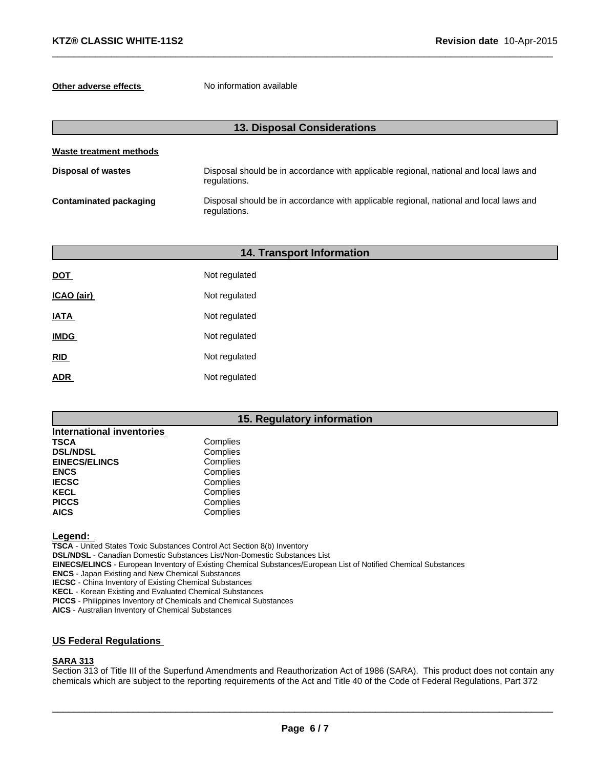**Other adverse effects** No information available

## 13. Disposal Considerations

**Waste treatment methods**

| | |
|---|---|
| **Disposal of wastes** | Disposal should be in accordance with applicable regional, national and local laws and regulations. |
| **Contaminated packaging** | Disposal should be in accordance with applicable regional, national and local laws and regulations. |

## 14. Transport Information

| | |
|---|---|
| **DOT** | Not regulated |
| **ICAO (air)** | Not regulated |
| **IATA** | Not regulated |
| **IMDG** | Not regulated |
| **RID** | Not regulated |
| **ADR** | Not regulated |

## 15. Regulatory information

**International inventories**

| | |
|---|---|
| **TSCA** | Complies |
| **DSL/NDSL** | Complies |
| **EINECS/ELINCS** | Complies |
| **ENCS** | Complies |
| **IECSC** | Complies |
| **KECL** | Complies |
| **PICCS** | Complies |
| **AICS** | Complies |

**Legend:**

**TSCA** - United States Toxic Substances Control Act Section 8(b) Inventory
**DSL/NDSL** - Canadian Domestic Substances List/Non-Domestic Substances List
**EINECS/ELINCS** - European Inventory of Existing Chemical Substances/European List of Notified Chemical Substances
**ENCS** - Japan Existing and New Chemical Substances
**IECSC** - China Inventory of Existing Chemical Substances
**KECL** - Korean Existing and Evaluated Chemical Substances
**PICCS** - Philippines Inventory of Chemicals and Chemical Substances
**AICS** - Australian Inventory of Chemical Substances

**US Federal Regulations**

**SARA 313**
Section 313 of Title III of the Superfund Amendments and Reauthorization Act of 1986 (SARA). This product does not contain any chemicals which are subject to the reporting requirements of the Act and Title 40 of the Code of Federal Regulations, Part 372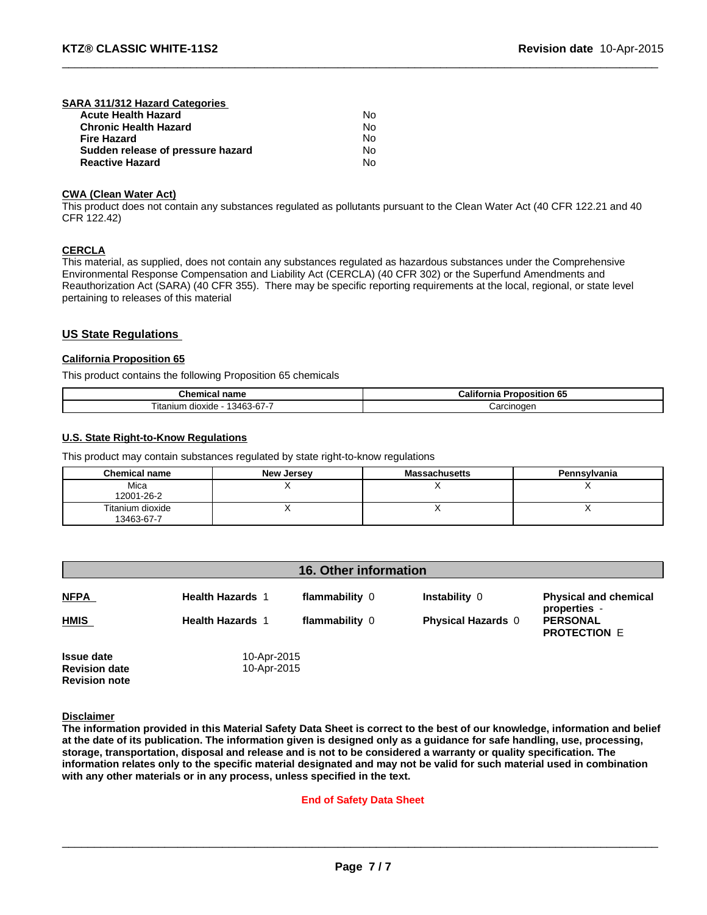### SARA 311/312 Hazard Categories

| | |
|---|---|
| **Acute Health Hazard** | No |
| **Chronic Health Hazard** | No |
| **Fire Hazard** | No |
| **Sudden release of pressure hazard** | No |
| **Reactive Hazard** | No |

### CWA (Clean Water Act)

This product does not contain any substances regulated as pollutants pursuant to the Clean Water Act (40 CFR 122.21 and 40 CFR 122.42)

### CERCLA

This material, as supplied, does not contain any substances regulated as hazardous substances under the Comprehensive Environmental Response Compensation and Liability Act (CERCLA) (40 CFR 302) or the Superfund Amendments and Reauthorization Act (SARA) (40 CFR 355). There may be specific reporting requirements at the local, regional, or state level pertaining to releases of this material

## US State Regulations

### California Proposition 65

This product contains the following Proposition 65 chemicals

| Chemical name | California Proposition 65 |
|---|---|
| Titanium dioxide - 13463-67-7 | Carcinogen |

### U.S. State Right-to-Know Regulations

This product may contain substances regulated by state right-to-know regulations

| Chemical name | New Jersey | Massachusetts | Pennsylvania |
|---|---|---|---|
| Mica 12001-26-2 | X | X | X |
| Titanium dioxide 13463-67-7 | X | X | X |

## 16. Other information

| | | | | |
|---|---|---|---|---|
| **NFPA** | **Health Hazards** 1 | **flammability** 0 | **Instability** 0 | **Physical and chemical properties** - |
| **HMIS** | **Health Hazards** 1 | **flammability** 0 | **Physical Hazards** 0 | **PERSONAL PROTECTION** E |

**Issue date** 10-Apr-2015
**Revision date** 10-Apr-2015
**Revision note**

### Disclaimer

**The information provided in this Material Safety Data Sheet is correct to the best of our knowledge, information and belief at the date of its publication. The information given is designed only as a guidance for safe handling, use, processing, storage, transportation, disposal and release and is not to be considered a warranty or quality specification. The information relates only to the specific material designated and may not be valid for such material used in combination with any other materials or in any process, unless specified in the text.**

**End of Safety Data Sheet**